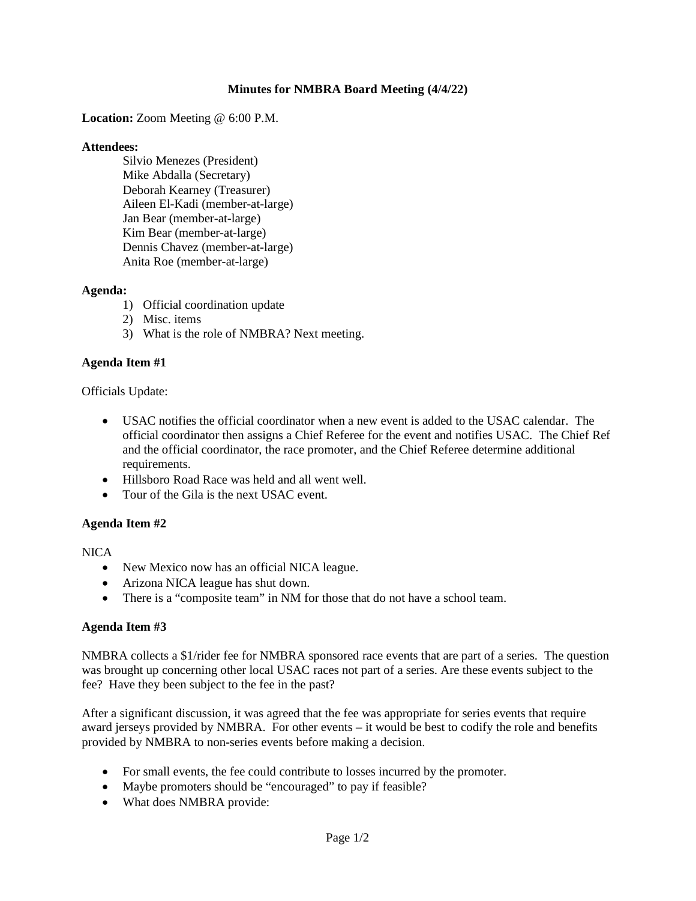# Minutes for NMBRA Board Meeting (4/4/22)

**Location:** Zoom Meeting @ 6:00 P.M.

**Attendees:**

Silvio Menezes (President)
Mike Abdalla (Secretary)
Deborah Kearney (Treasurer)
Aileen El-Kadi (member-at-large)
Jan Bear (member-at-large)
Kim Bear (member-at-large)
Dennis Chavez (member-at-large)
Anita Roe (member-at-large)

**Agenda:**

1) Official coordination update
2) Misc. items
3) What is the role of NMBRA? Next meeting.

**Agenda Item #1**

Officials Update:

- USAC notifies the official coordinator when a new event is added to the USAC calendar. The official coordinator then assigns a Chief Referee for the event and notifies USAC. The Chief Ref and the official coordinator, the race promoter, and the Chief Referee determine additional requirements.
- Hillsboro Road Race was held and all went well.
- Tour of the Gila is the next USAC event.

**Agenda Item #2**

NICA

- New Mexico now has an official NICA league.
- Arizona NICA league has shut down.
- There is a "composite team" in NM for those that do not have a school team.

**Agenda Item #3**

NMBRA collects a $1/rider fee for NMBRA sponsored race events that are part of a series. The question was brought up concerning other local USAC races not part of a series. Are these events subject to the fee? Have they been subject to the fee in the past?

After a significant discussion, it was agreed that the fee was appropriate for series events that require award jerseys provided by NMBRA. For other events – it would be best to codify the role and benefits provided by NMBRA to non-series events before making a decision.

- For small events, the fee could contribute to losses incurred by the promoter.
- Maybe promoters should be "encouraged" to pay if feasible?
- What does NMBRA provide: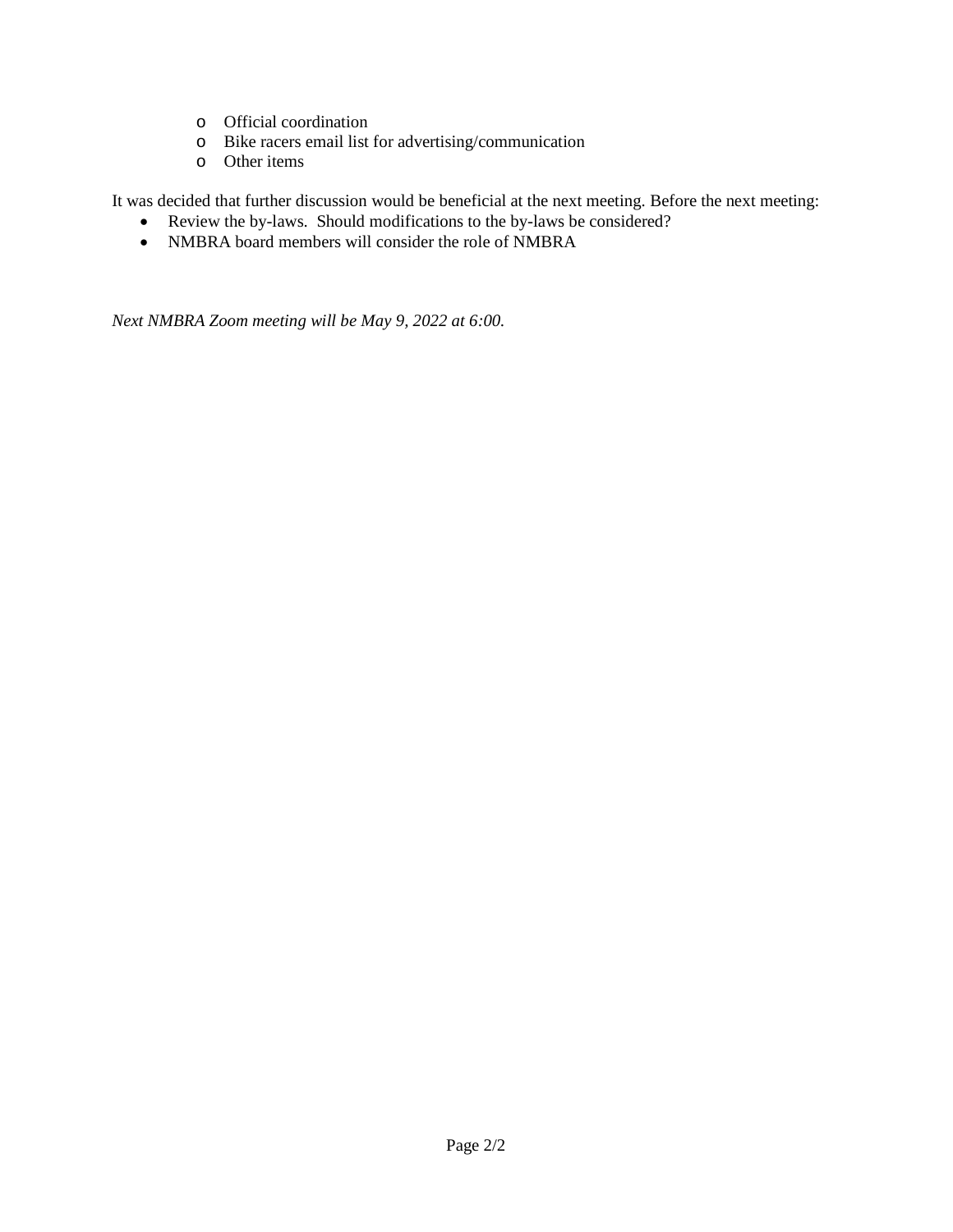- Official coordination
  - Bike racers email list for advertising/communication
  - Other items

It was decided that further discussion would be beneficial at the next meeting. Before the next meeting:

- Review the by-laws. Should modifications to the by-laws be considered?
- NMBRA board members will consider the role of NMBRA

*Next NMBRA Zoom meeting will be May 9, 2022 at 6:00.*